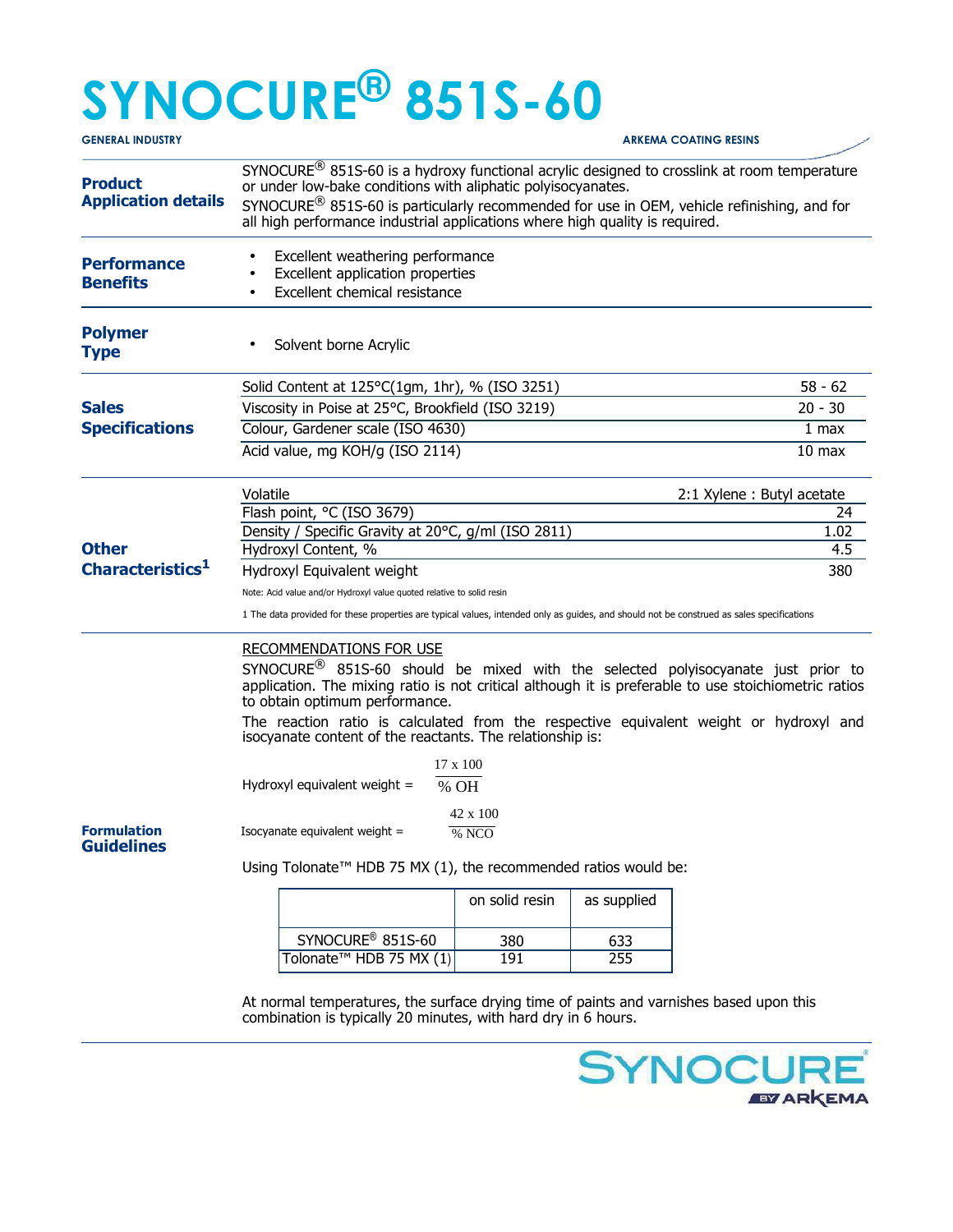# SYNOCURE® 851S-60

**GENERAL INDUSTRY** — **ARKEMA COATING RESINS**

## Product Application details

SYNOCURE® 851S-60 is a hydroxy functional acrylic designed to crosslink at room temperature or under low-bake conditions with aliphatic polyisocyanates.

SYNOCURE® 851S-60 is particularly recommended for use in OEM, vehicle refinishing, and for all high performance industrial applications where high quality is required.

## Performance Benefits

- Excellent weathering performance
- Excellent application properties
- Excellent chemical resistance

## Polymer Type

- Solvent borne Acrylic

## Sales Specifications

| Property | Value |
|---|---|
| Solid Content at 125°C(1gm, 1hr), % (ISO 3251) | 58 - 62 |
| Viscosity in Poise at 25°C, Brookfield (ISO 3219) | 20 - 30 |
| Colour, Gardener scale (ISO 4630) | 1 max |
| Acid value, mg KOH/g (ISO 2114) | 10 max |

## Other Characteristics[1]

| Property | Value |
|---|---|
| Volatile | 2:1 Xylene : Butyl acetate |
| Flash point, °C (ISO 3679) | 24 |
| Density / Specific Gravity at 20°C, g/ml (ISO 2811) | 1.02 |
| Hydroxyl Content, % | 4.5 |
| Hydroxyl Equivalent weight | 380 |

Note: Acid value and/or Hydroxyl value quoted relative to solid resin

1 The data provided for these properties are typical values, intended only as guides, and should not be construed as sales specifications

## Formulation Guidelines

RECOMMENDATIONS FOR USE

SYNOCURE® 851S-60 should be mixed with the selected polyisocyanate just prior to application. The mixing ratio is not critical although it is preferable to use stoichiometric ratios to obtain optimum performance.

The reaction ratio is calculated from the respective equivalent weight or hydroxyl and isocyanate content of the reactants. The relationship is:

$$\text{Hydroxyl equivalent weight} = \frac{17 \times 100}{\% \text{ OH}}$$

$$\text{Isocyanate equivalent weight} = \frac{42 \times 100}{\% \text{ NCO}}$$

Using Tolonate™ HDB 75 MX (1), the recommended ratios would be:

| | on solid resin | as supplied |
|---|---|---|
| SYNOCURE® 851S-60 | 380 | 633 |
| Tolonate™ HDB 75 MX (1) | 191 | 255 |

At normal temperatures, the surface drying time of paints and varnishes based upon this combination is typically 20 minutes, with hard dry in 6 hours.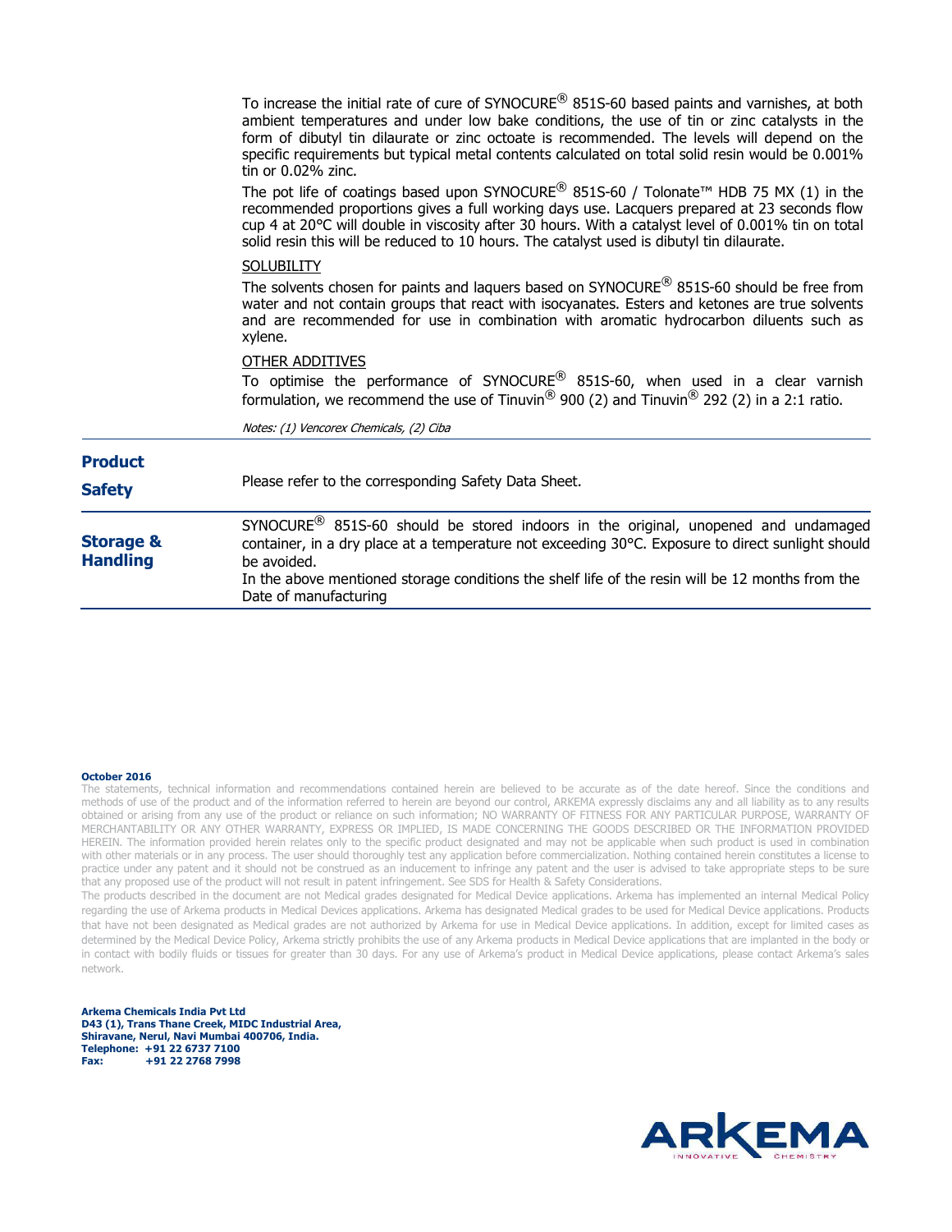To increase the initial rate of cure of SYNOCURE® 851S-60 based paints and varnishes, at both ambient temperatures and under low bake conditions, the use of tin or zinc catalysts in the form of dibutyl tin dilaurate or zinc octoate is recommended. The levels will depend on the specific requirements but typical metal contents calculated on total solid resin would be 0.001% tin or 0.02% zinc.

The pot life of coatings based upon SYNOCURE® 851S-60 / Tolonate™ HDB 75 MX (1) in the recommended proportions gives a full working days use. Lacquers prepared at 23 seconds flow cup 4 at 20°C will double in viscosity after 30 hours. With a catalyst level of 0.001% tin on total solid resin this will be reduced to 10 hours. The catalyst used is dibutyl tin dilaurate.

SOLUBILITY

The solvents chosen for paints and laquers based on SYNOCURE® 851S-60 should be free from water and not contain groups that react with isocyanates. Esters and ketones are true solvents and are recommended for use in combination with aromatic hydrocarbon diluents such as xylene.

OTHER ADDITIVES

To optimise the performance of SYNOCURE® 851S-60, when used in a clear varnish formulation, we recommend the use of Tinuvin® 900 (2) and Tinuvin® 292 (2) in a 2:1 ratio.

*Notes: (1) Vencorex Chemicals, (2) Ciba*

## Product Safety

Please refer to the corresponding Safety Data Sheet.

## Storage & Handling

SYNOCURE® 851S-60 should be stored indoors in the original, unopened and undamaged container, in a dry place at a temperature not exceeding 30°C. Exposure to direct sunlight should be avoided.

In the above mentioned storage conditions the shelf life of the resin will be 12 months from the Date of manufacturing

**October 2016**

The statements, technical information and recommendations contained herein are believed to be accurate as of the date hereof. Since the conditions and methods of use of the product and of the information referred to herein are beyond our control, ARKEMA expressly disclaims any and all liability as to any results obtained or arising from any use of the product or reliance on such information; NO WARRANTY OF FITNESS FOR ANY PARTICULAR PURPOSE, WARRANTY OF MERCHANTABILITY OR ANY OTHER WARRANTY, EXPRESS OR IMPLIED, IS MADE CONCERNING THE GOODS DESCRIBED OR THE INFORMATION PROVIDED HEREIN. The information provided herein relates only to the specific product designated and may not be applicable when such product is used in combination with other materials or in any process. The user should thoroughly test any application before commercialization. Nothing contained herein constitutes a license to practice under any patent and it should not be construed as an inducement to infringe any patent and the user is advised to take appropriate steps to be sure that any proposed use of the product will not result in patent infringement. See SDS for Health & Safety Considerations.

The products described in the document are not Medical grades designated for Medical Device applications. Arkema has implemented an internal Medical Policy regarding the use of Arkema products in Medical Devices applications. Arkema has designated Medical grades to be used for Medical Device applications. Products that have not been designated as Medical grades are not authorized by Arkema for use in Medical Device applications. In addition, except for limited cases as determined by the Medical Device Policy, Arkema strictly prohibits the use of any Arkema products in Medical Device applications that are implanted in the body or in contact with bodily fluids or tissues for greater than 30 days. For any use of Arkema's product in Medical Device applications, please contact Arkema's sales network.

**Arkema Chemicals India Pvt Ltd**
**D43 (1), Trans Thane Creek, MIDC Industrial Area,**
**Shiravane, Nerul, Navi Mumbai 400706, India.**
**Telephone: +91 22 6737 7100**
**Fax: +91 22 2768 7998**

ARKEMA INNOVATIVE CHEMISTRY